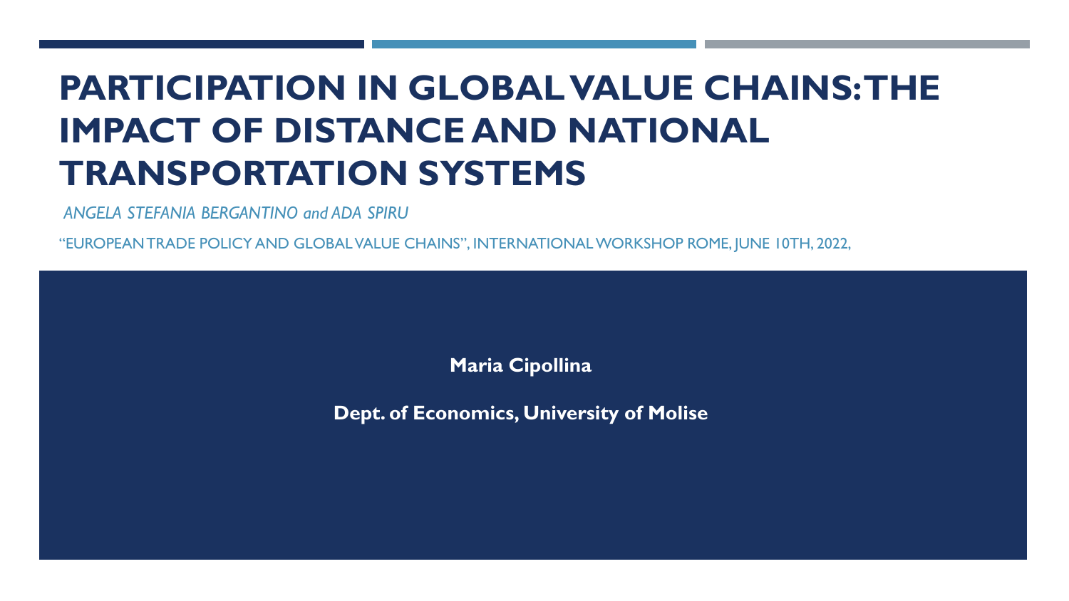# PARTICIPATION IN GLOBAL VALUE CHAINS: THE IMPACT OF DISTANCE AND NATIONAL TRANSPORTATION SYSTEMS

*ANGELA STEFANIA BERGANTINO and ADA SPIRU*

"EUROPEAN TRADE POLICY AND GLOBAL VALUE CHAINS", INTERNATIONAL WORKSHOP ROME, JUNE 10TH, 2022,

**Maria Cipollina**

**Dept. of Economics, University of Molise**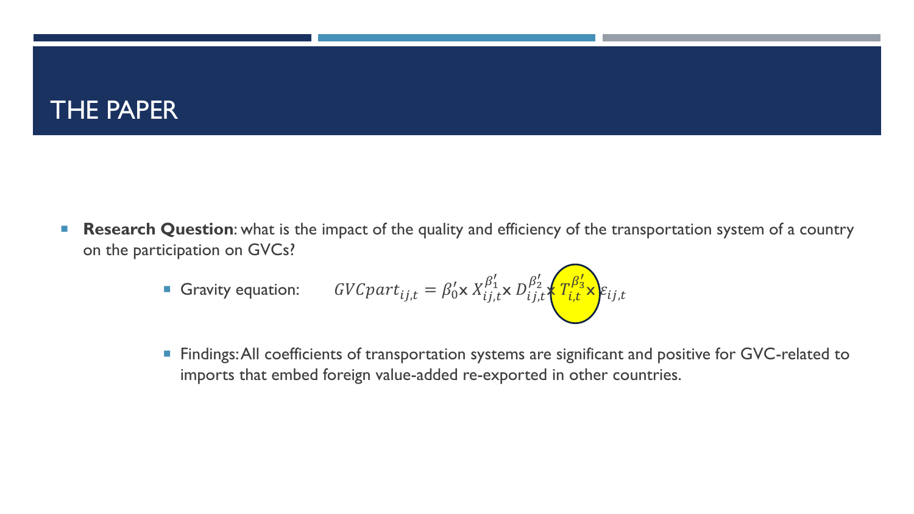# THE PAPER

- **Research Question**: what is the impact of the quality and efficiency of the transportation system of a country on the participation on GVCs?
  - Gravity equation: $GVCpart_{ij,t} = \beta_0' \times X_{ij,t}^{\beta_1'} \times D_{ij,t}^{\beta_2'} \times T_{i,t}^{\beta_3'} \times \varepsilon_{ij,t}$
  - Findings: All coefficients of transportation systems are significant and positive for GVC-related to imports that embed foreign value-added re-exported in other countries.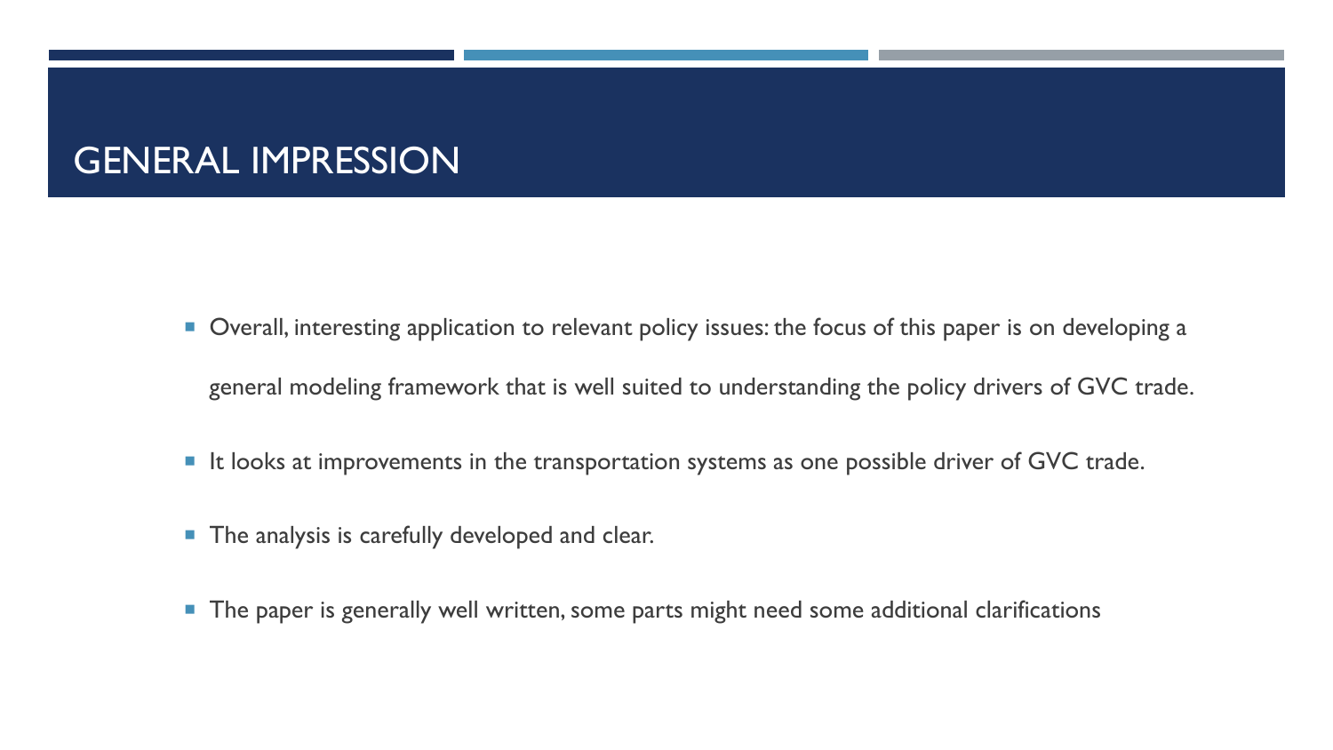# GENERAL IMPRESSION

- Overall, interesting application to relevant policy issues: the focus of this paper is on developing a general modeling framework that is well suited to understanding the policy drivers of GVC trade.
- It looks at improvements in the transportation systems as one possible driver of GVC trade.
- The analysis is carefully developed and clear.
- The paper is generally well written, some parts might need some additional clarifications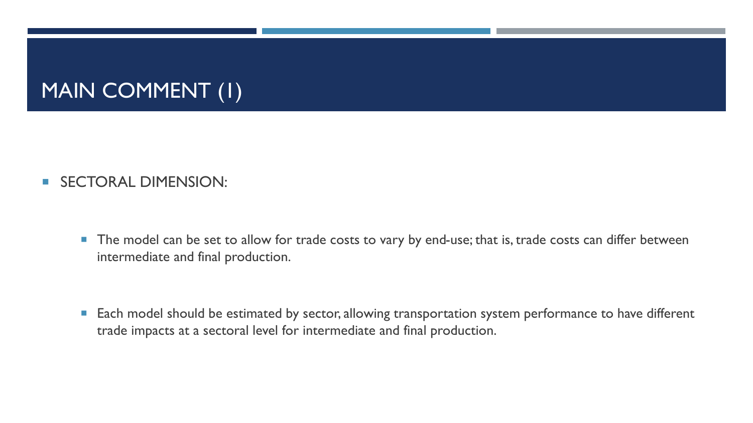# MAIN COMMENT (1)

- SECTORAL DIMENSION:
  - The model can be set to allow for trade costs to vary by end-use; that is, trade costs can differ between intermediate and final production.
  - Each model should be estimated by sector, allowing transportation system performance to have different trade impacts at a sectoral level for intermediate and final production.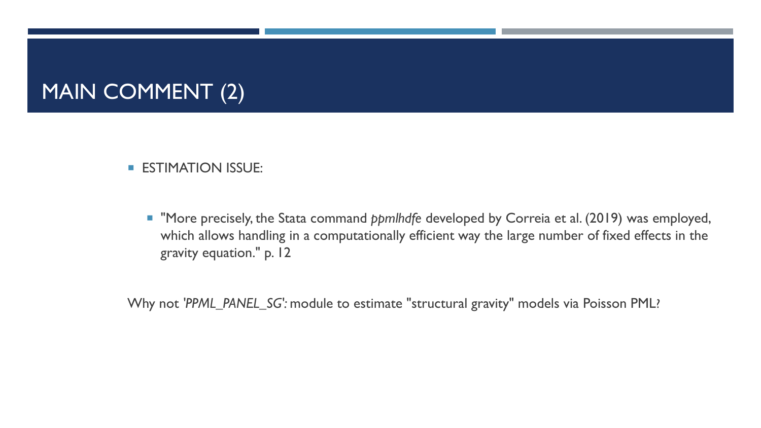# MAIN COMMENT (2)

- ESTIMATION ISSUE:
  - "More precisely, the Stata command *ppmlhdfe* developed by Correia et al. (2019) was employed, which allows handling in a computationally efficient way the large number of fixed effects in the gravity equation." p. 12

Why not '*PPML_PANEL_SG*': module to estimate "structural gravity" models via Poisson PML?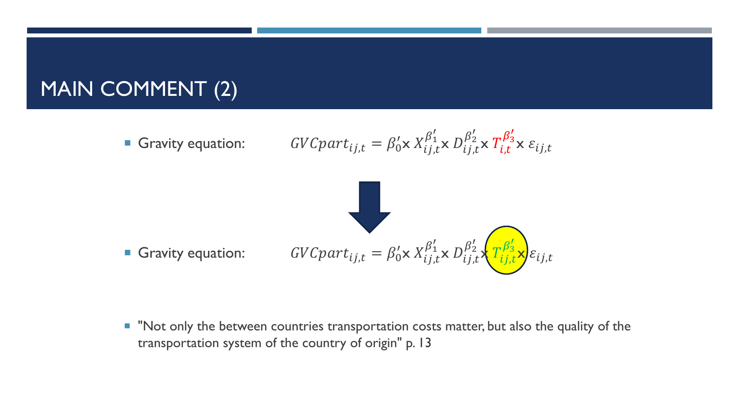# MAIN COMMENT (2)

- Gravity equation: $$GVCpart_{ij,t} = \beta_0' \times X_{ij,t}^{\beta_1'} \times D_{ij,t}^{\beta_2'} \times T_{i,t}^{\beta_3'} \times \varepsilon_{ij,t}$$

- Gravity equation: $$GVCpart_{ij,t} = \beta_0' \times X_{ij,t}^{\beta_1'} \times D_{ij,t}^{\beta_2'} \times T_{ij,t}^{\beta_3'} \times \varepsilon_{ij,t}$$

- "Not only the between countries transportation costs matter, but also the quality of the transportation system of the country of origin" p. 13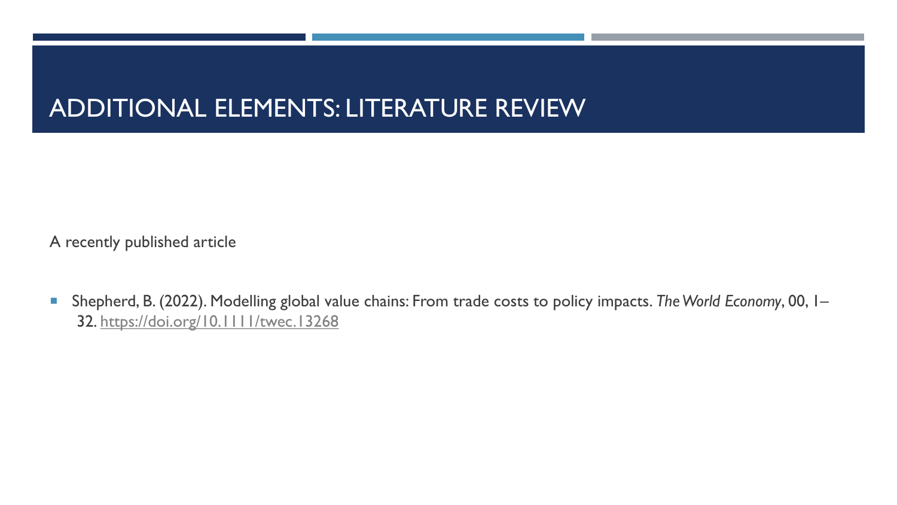# ADDITIONAL ELEMENTS: LITERATURE REVIEW

A recently published article

- Shepherd, B. (2022). Modelling global value chains: From trade costs to policy impacts. *The World Economy*, 00, 1–32. https://doi.org/10.1111/twec.13268